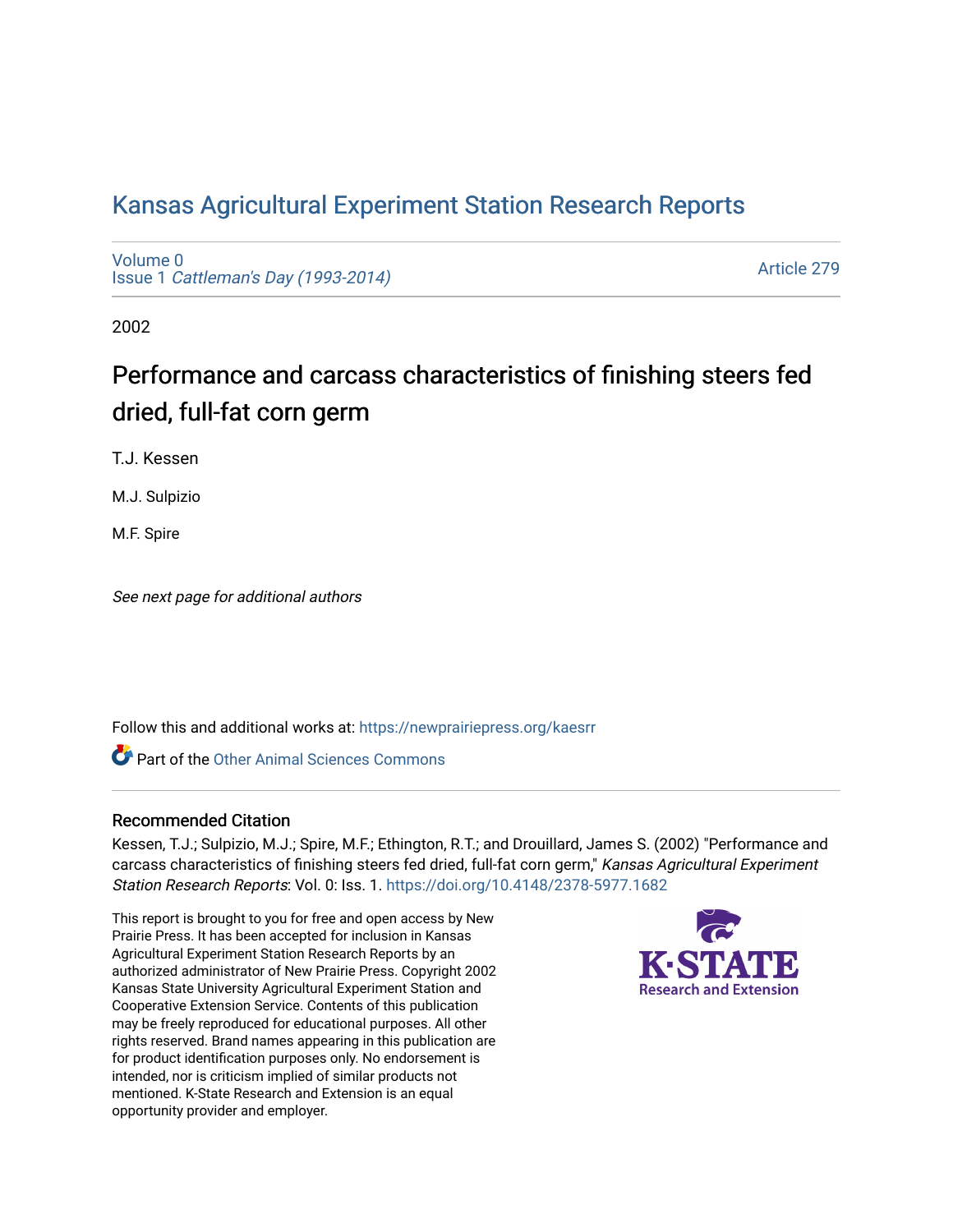# Kansas Agricultural Experiment Station Research Reports

Volume 0
Issue 1 *Cattleman's Day (1993-2014)*

Article 279

2002

## Performance and carcass characteristics of finishing steers fed dried, full-fat corn germ

T.J. Kessen

M.J. Sulpizio

M.F. Spire

*See next page for additional authors*

Follow this and additional works at: https://newprairiepress.org/kaesrr

Part of the Other Animal Sciences Commons

### Recommended Citation

Kessen, T.J.; Sulpizio, M.J.; Spire, M.F.; Ethington, R.T.; and Drouillard, James S. (2002) "Performance and carcass characteristics of finishing steers fed dried, full-fat corn germ," *Kansas Agricultural Experiment Station Research Reports*: Vol. 0: Iss. 1. https://doi.org/10.4148/2378-5977.1682

This report is brought to you for free and open access by New Prairie Press. It has been accepted for inclusion in Kansas Agricultural Experiment Station Research Reports by an authorized administrator of New Prairie Press. Copyright 2002 Kansas State University Agricultural Experiment Station and Cooperative Extension Service. Contents of this publication may be freely reproduced for educational purposes. All other rights reserved. Brand names appearing in this publication are for product identification purposes only. No endorsement is intended, nor is criticism implied of similar products not mentioned. K-State Research and Extension is an equal opportunity provider and employer.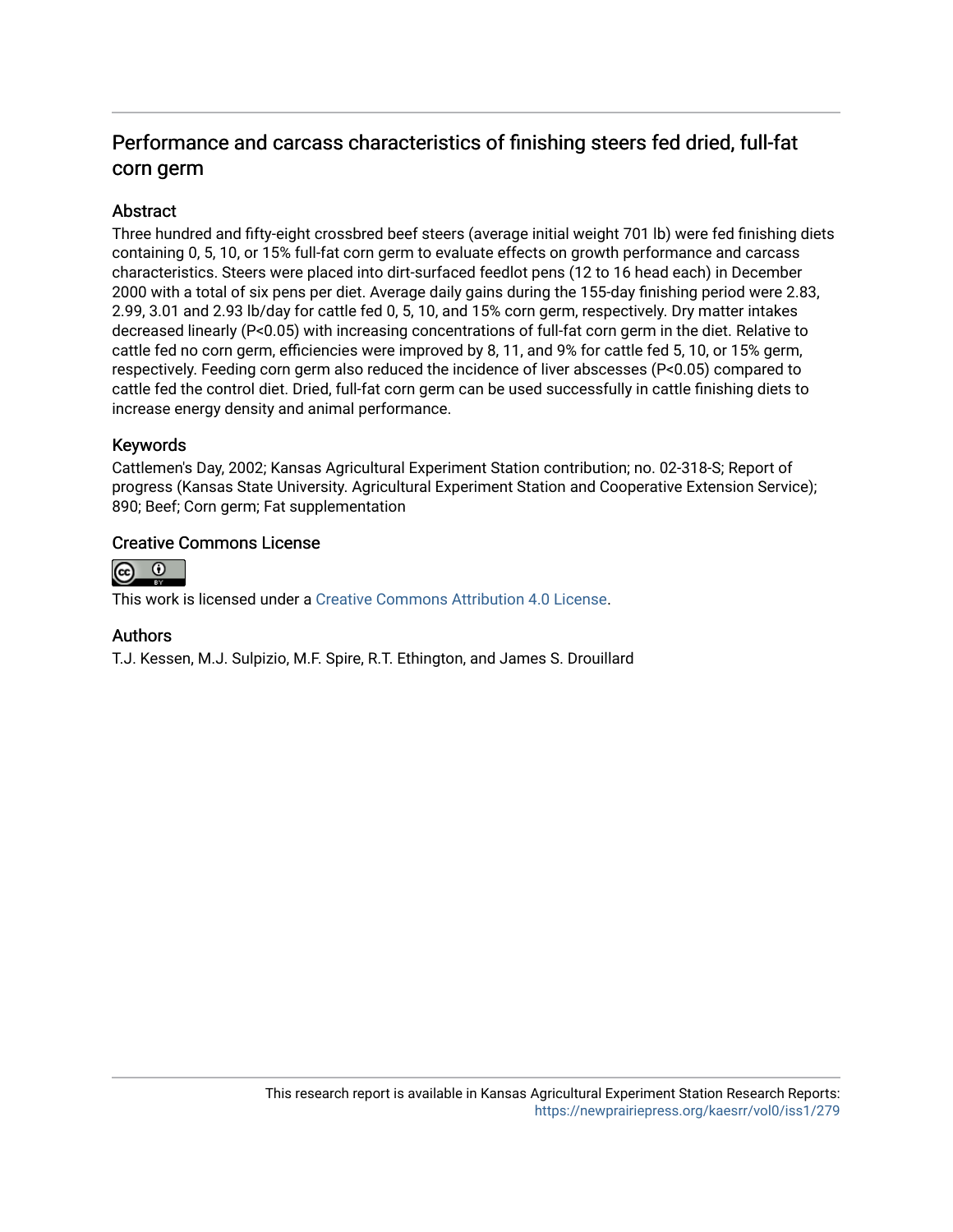## Performance and carcass characteristics of finishing steers fed dried, full-fat corn germ

### Abstract

Three hundred and fifty-eight crossbred beef steers (average initial weight 701 lb) were fed finishing diets containing 0, 5, 10, or 15% full-fat corn germ to evaluate effects on growth performance and carcass characteristics. Steers were placed into dirt-surfaced feedlot pens (12 to 16 head each) in December 2000 with a total of six pens per diet. Average daily gains during the 155-day finishing period were 2.83, 2.99, 3.01 and 2.93 lb/day for cattle fed 0, 5, 10, and 15% corn germ, respectively. Dry matter intakes decreased linearly (P<0.05) with increasing concentrations of full-fat corn germ in the diet. Relative to cattle fed no corn germ, efficiencies were improved by 8, 11, and 9% for cattle fed 5, 10, or 15% germ, respectively. Feeding corn germ also reduced the incidence of liver abscesses (P<0.05) compared to cattle fed the control diet. Dried, full-fat corn germ can be used successfully in cattle finishing diets to increase energy density and animal performance.

### Keywords

Cattlemen's Day, 2002; Kansas Agricultural Experiment Station contribution; no. 02-318-S; Report of progress (Kansas State University. Agricultural Experiment Station and Cooperative Extension Service); 890; Beef; Corn germ; Fat supplementation

### Creative Commons License

This work is licensed under a Creative Commons Attribution 4.0 License.

### Authors

T.J. Kessen, M.J. Sulpizio, M.F. Spire, R.T. Ethington, and James S. Drouillard

This research report is available in Kansas Agricultural Experiment Station Research Reports: https://newprairiepress.org/kaesrr/vol0/iss1/279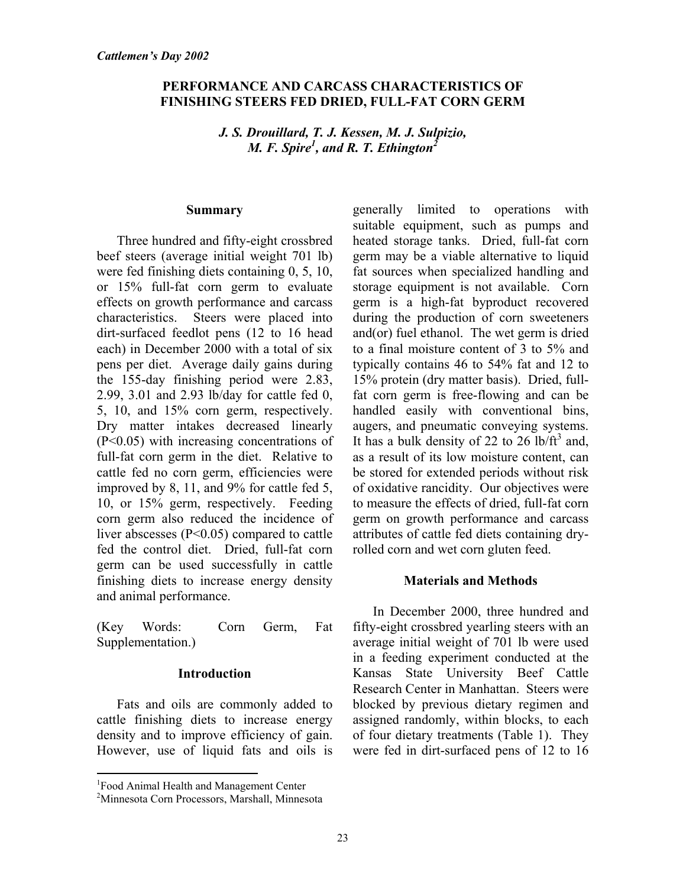*Cattlemen's Day 2002*

# PERFORMANCE AND CARCASS CHARACTERISTICS OF FINISHING STEERS FED DRIED, FULL-FAT CORN GERM

*J. S. Drouillard, T. J. Kessen, M. J. Sulpizio, M. F. Spire[1], and R. T. Ethington[2]*

## Summary

Three hundred and fifty-eight crossbred beef steers (average initial weight 701 lb) were fed finishing diets containing 0, 5, 10, or 15% full-fat corn germ to evaluate effects on growth performance and carcass characteristics. Steers were placed into dirt-surfaced feedlot pens (12 to 16 head each) in December 2000 with a total of six pens per diet. Average daily gains during the 155-day finishing period were 2.83, 2.99, 3.01 and 2.93 lb/day for cattle fed 0, 5, 10, and 15% corn germ, respectively. Dry matter intakes decreased linearly ($P<0.05$) with increasing concentrations of full-fat corn germ in the diet. Relative to cattle fed no corn germ, efficiencies were improved by 8, 11, and 9% for cattle fed 5, 10, or 15% germ, respectively. Feeding corn germ also reduced the incidence of liver abscesses ($P<0.05$) compared to cattle fed the control diet. Dried, full-fat corn germ can be used successfully in cattle finishing diets to increase energy density and animal performance.

(Key Words: Corn Germ, Fat Supplementation.)

## Introduction

Fats and oils are commonly added to cattle finishing diets to increase energy density and to improve efficiency of gain. However, use of liquid fats and oils is generally limited to operations with suitable equipment, such as pumps and heated storage tanks. Dried, full-fat corn germ may be a viable alternative to liquid fat sources when specialized handling and storage equipment is not available. Corn germ is a high-fat byproduct recovered during the production of corn sweeteners and(or) fuel ethanol. The wet germ is dried to a final moisture content of 3 to 5% and typically contains 46 to 54% fat and 12 to 15% protein (dry matter basis). Dried, full-fat corn germ is free-flowing and can be handled easily with conventional bins, augers, and pneumatic conveying systems. It has a bulk density of 22 to 26 lb/ft$^3$ and, as a result of its low moisture content, can be stored for extended periods without risk of oxidative rancidity. Our objectives were to measure the effects of dried, full-fat corn germ on growth performance and carcass attributes of cattle fed diets containing dry-rolled corn and wet corn gluten feed.

## Materials and Methods

In December 2000, three hundred and fifty-eight crossbred yearling steers with an average initial weight of 701 lb were used in a feeding experiment conducted at the Kansas State University Beef Cattle Research Center in Manhattan. Steers were blocked by previous dietary regimen and assigned randomly, within blocks, to each of four dietary treatments (Table 1). They were fed in dirt-surfaced pens of 12 to 16

[1]Food Animal Health and Management Center

[2]Minnesota Corn Processors, Marshall, Minnesota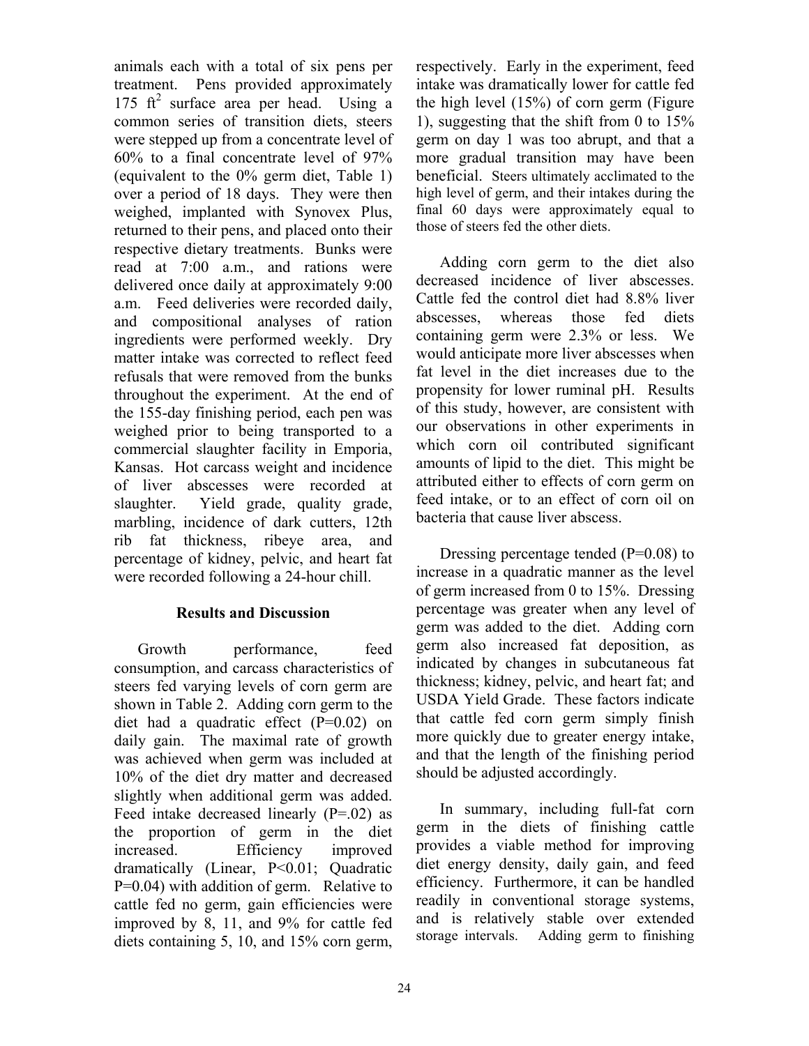animals each with a total of six pens per treatment. Pens provided approximately 175 $ft^2$ surface area per head. Using a common series of transition diets, steers were stepped up from a concentrate level of 60% to a final concentrate level of 97% (equivalent to the 0% germ diet, Table 1) over a period of 18 days. They were then weighed, implanted with Synovex Plus, returned to their pens, and placed onto their respective dietary treatments. Bunks were read at 7:00 a.m., and rations were delivered once daily at approximately 9:00 a.m. Feed deliveries were recorded daily, and compositional analyses of ration ingredients were performed weekly. Dry matter intake was corrected to reflect feed refusals that were removed from the bunks throughout the experiment. At the end of the 155-day finishing period, each pen was weighed prior to being transported to a commercial slaughter facility in Emporia, Kansas. Hot carcass weight and incidence of liver abscesses were recorded at slaughter. Yield grade, quality grade, marbling, incidence of dark cutters, 12th rib fat thickness, ribeye area, and percentage of kidney, pelvic, and heart fat were recorded following a 24-hour chill.

## Results and Discussion

Growth performance, feed consumption, and carcass characteristics of steers fed varying levels of corn germ are shown in Table 2. Adding corn germ to the diet had a quadratic effect (P=0.02) on daily gain. The maximal rate of growth was achieved when germ was included at 10% of the diet dry matter and decreased slightly when additional germ was added. Feed intake decreased linearly (P=.02) as the proportion of germ in the diet increased. Efficiency improved dramatically (Linear, P<0.01; Quadratic P=0.04) with addition of germ. Relative to cattle fed no germ, gain efficiencies were improved by 8, 11, and 9% for cattle fed diets containing 5, 10, and 15% corn germ, respectively. Early in the experiment, feed intake was dramatically lower for cattle fed the high level (15%) of corn germ (Figure 1), suggesting that the shift from 0 to 15% germ on day 1 was too abrupt, and that a more gradual transition may have been beneficial. Steers ultimately acclimated to the high level of germ, and their intakes during the final 60 days were approximately equal to those of steers fed the other diets.

Adding corn germ to the diet also decreased incidence of liver abscesses. Cattle fed the control diet had 8.8% liver abscesses, whereas those fed diets containing germ were 2.3% or less. We would anticipate more liver abscesses when fat level in the diet increases due to the propensity for lower ruminal pH. Results of this study, however, are consistent with our observations in other experiments in which corn oil contributed significant amounts of lipid to the diet. This might be attributed either to effects of corn germ on feed intake, or to an effect of corn oil on bacteria that cause liver abscess.

Dressing percentage tended (P=0.08) to increase in a quadratic manner as the level of germ increased from 0 to 15%. Dressing percentage was greater when any level of germ was added to the diet. Adding corn germ also increased fat deposition, as indicated by changes in subcutaneous fat thickness; kidney, pelvic, and heart fat; and USDA Yield Grade. These factors indicate that cattle fed corn germ simply finish more quickly due to greater energy intake, and that the length of the finishing period should be adjusted accordingly.

In summary, including full-fat corn germ in the diets of finishing cattle provides a viable method for improving diet energy density, daily gain, and feed efficiency. Furthermore, it can be handled readily in conventional storage systems, and is relatively stable over extended storage intervals. Adding germ to finishing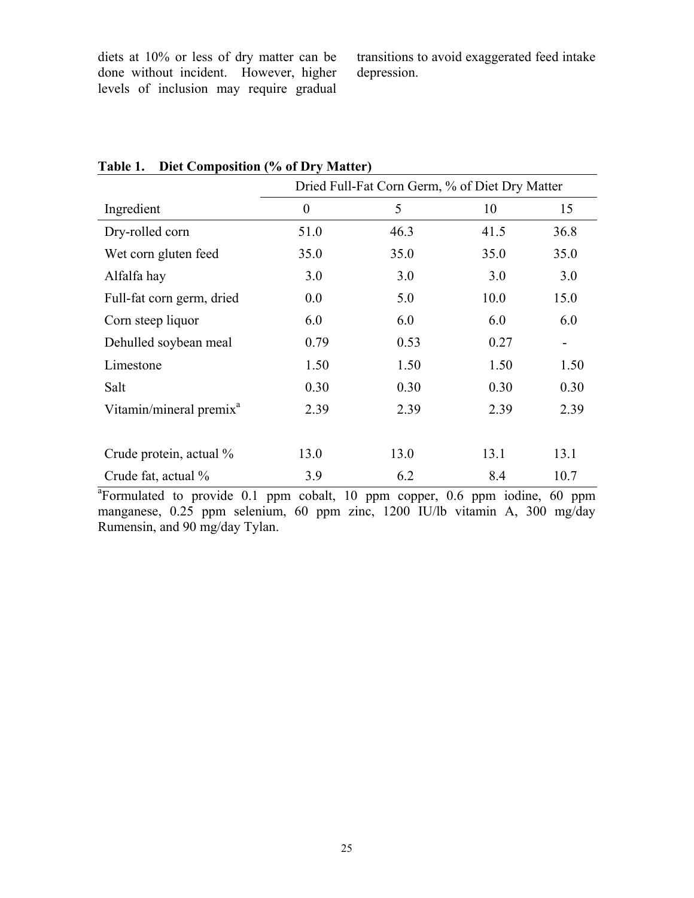diets at 10% or less of dry matter can be done without incident. However, higher levels of inclusion may require gradual transitions to avoid exaggerated feed intake depression.

**Table 1. Diet Composition (% of Dry Matter)**

| | Dried Full-Fat Corn Germ, % of Diet Dry Matter | | | |
|---|---|---|---|---|
| Ingredient | 0 | 5 | 10 | 15 |
| Dry-rolled corn | 51.0 | 46.3 | 41.5 | 36.8 |
| Wet corn gluten feed | 35.0 | 35.0 | 35.0 | 35.0 |
| Alfalfa hay | 3.0 | 3.0 | 3.0 | 3.0 |
| Full-fat corn germ, dried | 0.0 | 5.0 | 10.0 | 15.0 |
| Corn steep liquor | 6.0 | 6.0 | 6.0 | 6.0 |
| Dehulled soybean meal | 0.79 | 0.53 | 0.27 | - |
| Limestone | 1.50 | 1.50 | 1.50 | 1.50 |
| Salt | 0.30 | 0.30 | 0.30 | 0.30 |
| Vitamin/mineral premix[a] | 2.39 | 2.39 | 2.39 | 2.39 |
| | | | | |
| Crude protein, actual % | 13.0 | 13.0 | 13.1 | 13.1 |
| Crude fat, actual % | 3.9 | 6.2 | 8.4 | 10.7 |

[a]Formulated to provide 0.1 ppm cobalt, 10 ppm copper, 0.6 ppm iodine, 60 ppm manganese, 0.25 ppm selenium, 60 ppm zinc, 1200 IU/lb vitamin A, 300 mg/day Rumensin, and 90 mg/day Tylan.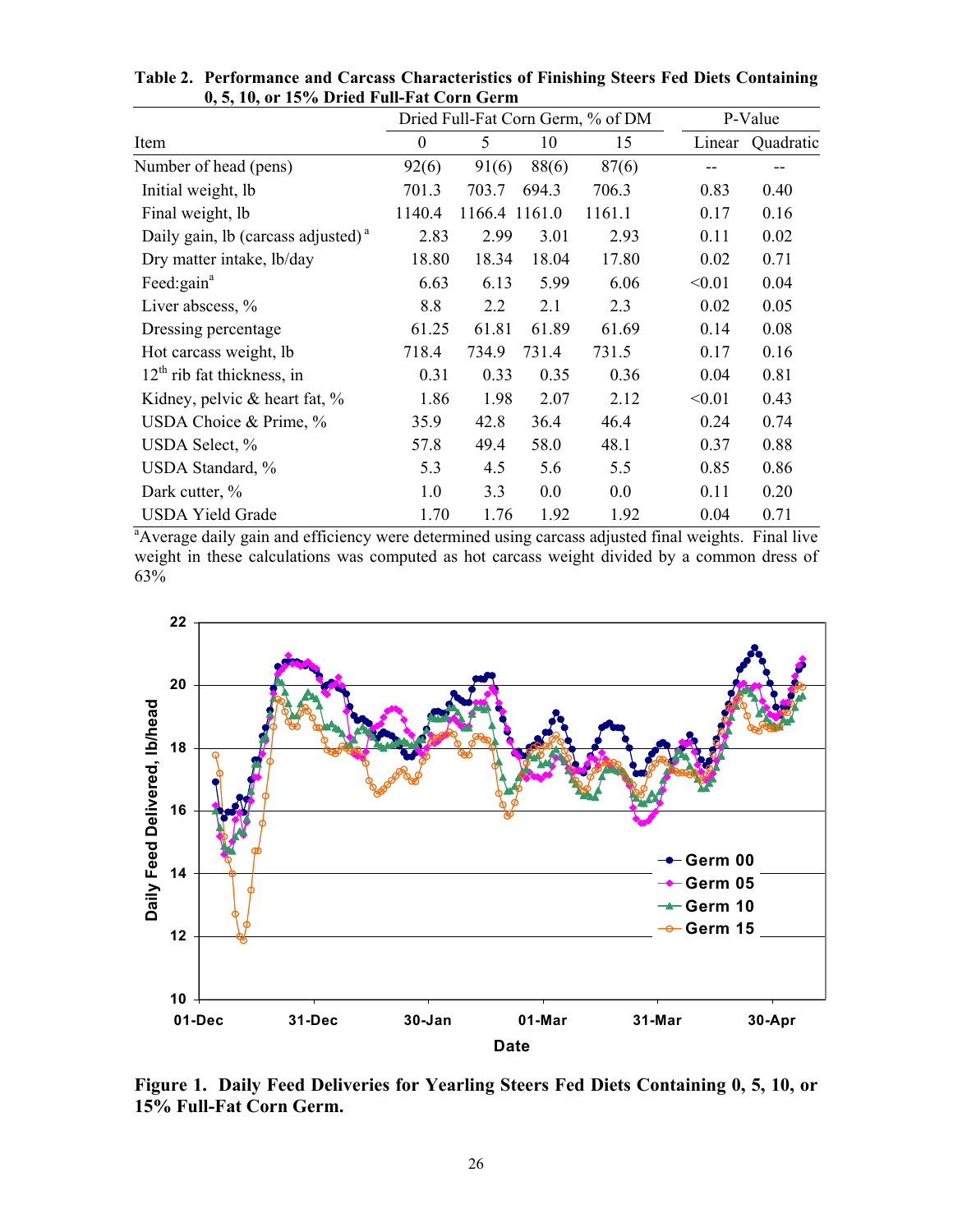**Table 2. Performance and Carcass Characteristics of Finishing Steers Fed Diets Containing 0, 5, 10, or 15% Dried Full-Fat Corn Germ**

| | Dried Full-Fat Corn Germ, % of DM | | | | P-Value | |
|---|---|---|---|---|---|---|
| Item | 0 | 5 | 10 | 15 | Linear | Quadratic |
| Number of head (pens) | 92(6) | 91(6) | 88(6) | 87(6) | -- | -- |
| Initial weight, lb | 701.3 | 703.7 | 694.3 | 706.3 | 0.83 | 0.40 |
| Final weight, lb | 1140.4 | 1166.4 | 1161.0 | 1161.1 | 0.17 | 0.16 |
| Daily gain, lb (carcass adjusted) [a] | 2.83 | 2.99 | 3.01 | 2.93 | 0.11 | 0.02 |
| Dry matter intake, lb/day | 18.80 | 18.34 | 18.04 | 17.80 | 0.02 | 0.71 |
| Feed:gain[a] | 6.63 | 6.13 | 5.99 | 6.06 | <0.01 | 0.04 |
| Liver abscess, % | 8.8 | 2.2 | 2.1 | 2.3 | 0.02 | 0.05 |
| Dressing percentage | 61.25 | 61.81 | 61.89 | 61.69 | 0.14 | 0.08 |
| Hot carcass weight, lb | 718.4 | 734.9 | 731.4 | 731.5 | 0.17 | 0.16 |
| 12th rib fat thickness, in | 0.31 | 0.33 | 0.35 | 0.36 | 0.04 | 0.81 |
| Kidney, pelvic & heart fat, % | 1.86 | 1.98 | 2.07 | 2.12 | <0.01 | 0.43 |
| USDA Choice & Prime, % | 35.9 | 42.8 | 36.4 | 46.4 | 0.24 | 0.74 |
| USDA Select, % | 57.8 | 49.4 | 58.0 | 48.1 | 0.37 | 0.88 |
| USDA Standard, % | 5.3 | 4.5 | 5.6 | 5.5 | 0.85 | 0.86 |
| Dark cutter, % | 1.0 | 3.3 | 0.0 | 0.0 | 0.11 | 0.20 |
| USDA Yield Grade | 1.70 | 1.76 | 1.92 | 1.92 | 0.04 | 0.71 |

[a]Average daily gain and efficiency were determined using carcass adjusted final weights. Final live weight in these calculations was computed as hot carcass weight divided by a common dress of 63%

Daily Feed Delivered, lb/head
22
20
18
16
14
12
10
01-Dec
31-Dec
30-Jan
01-Mar
31-Mar
30-Apr
Date
Germ 00
Germ 05
Germ 10
Germ 15

**Figure 1. Daily Feed Deliveries for Yearling Steers Fed Diets Containing 0, 5, 10, or 15% Full-Fat Corn Germ.**